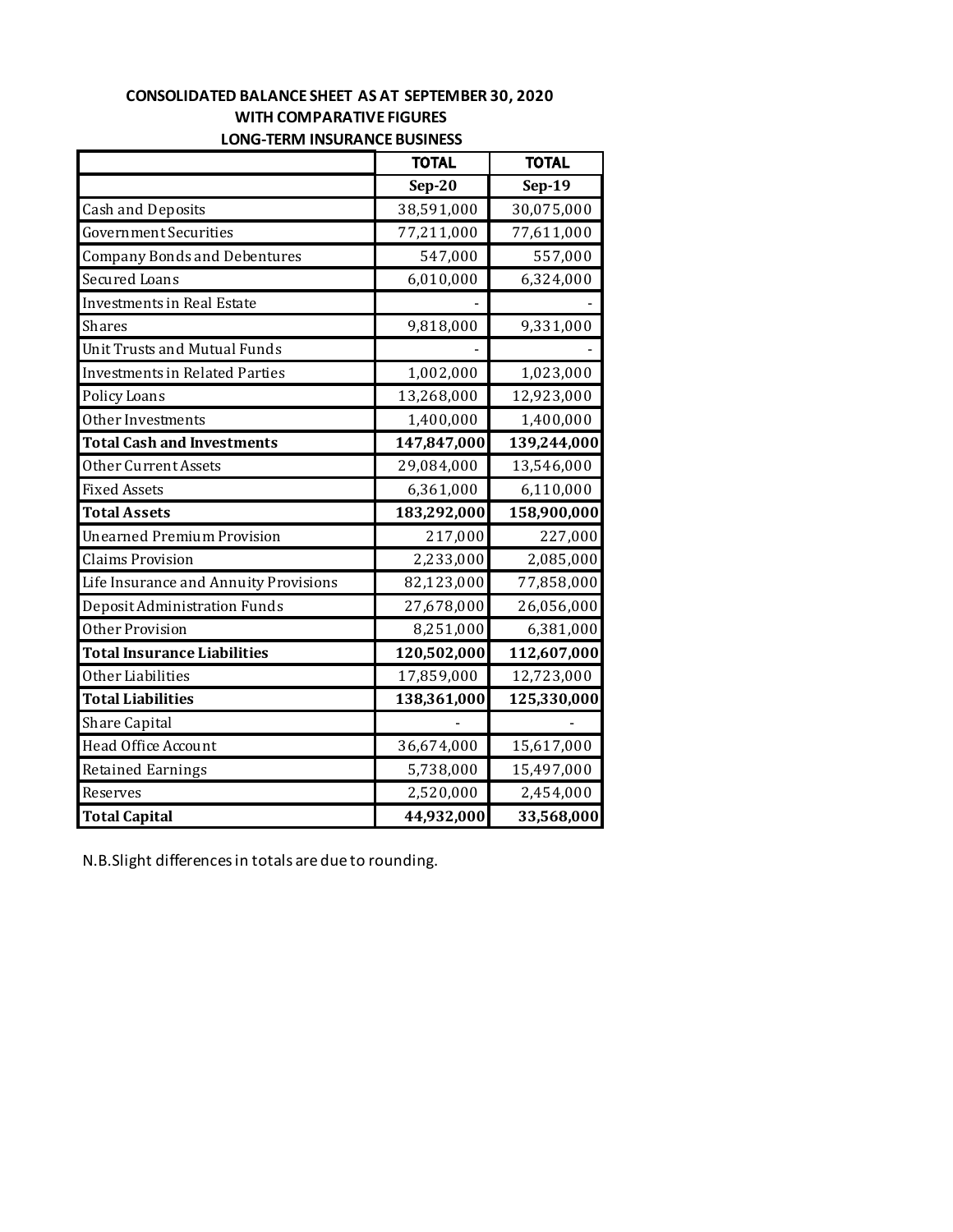## CONSOLIDATED BALANCE SHEET AS AT SEPTEMBER 30, 2020
## WITH COMPARATIVE FIGURES
## LONG-TERM INSURANCE BUSINESS

| | TOTAL | TOTAL |
|---|---|---|
| | **Sep-20** | **Sep-19** |
| Cash and Deposits | 38,591,000 | 30,075,000 |
| Government Securities | 77,211,000 | 77,611,000 |
| Company Bonds and Debentures | 547,000 | 557,000 |
| Secured Loans | 6,010,000 | 6,324,000 |
| Investments in Real Estate | - | - |
| Shares | 9,818,000 | 9,331,000 |
| Unit Trusts and Mutual Funds | - | - |
| Investments in Related Parties | 1,002,000 | 1,023,000 |
| Policy Loans | 13,268,000 | 12,923,000 |
| Other Investments | 1,400,000 | 1,400,000 |
| **Total Cash and Investments** | **147,847,000** | **139,244,000** |
| Other Current Assets | 29,084,000 | 13,546,000 |
| Fixed Assets | 6,361,000 | 6,110,000 |
| **Total Assets** | **183,292,000** | **158,900,000** |
| Unearned Premium Provision | 217,000 | 227,000 |
| Claims Provision | 2,233,000 | 2,085,000 |
| Life Insurance and Annuity Provisions | 82,123,000 | 77,858,000 |
| Deposit Administration Funds | 27,678,000 | 26,056,000 |
| Other Provision | 8,251,000 | 6,381,000 |
| **Total Insurance Liabilities** | **120,502,000** | **112,607,000** |
| Other Liabilities | 17,859,000 | 12,723,000 |
| **Total Liabilities** | **138,361,000** | **125,330,000** |
| Share Capital | - | - |
| Head Office Account | 36,674,000 | 15,617,000 |
| Retained Earnings | 5,738,000 | 15,497,000 |
| Reserves | 2,520,000 | 2,454,000 |
| **Total Capital** | **44,932,000** | **33,568,000** |

N.B.Slight differences in totals are due to rounding.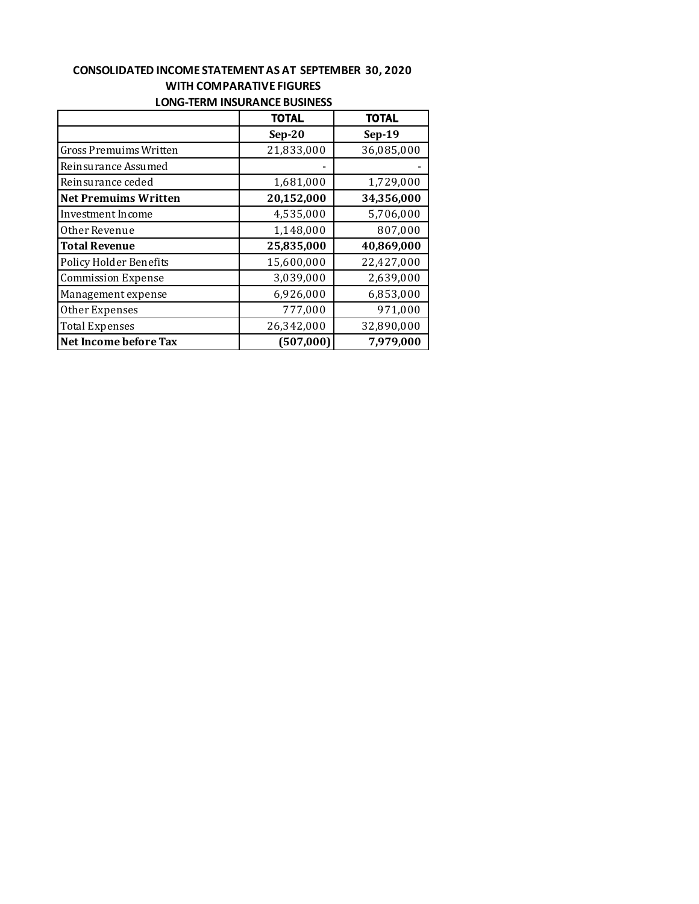**CONSOLIDATED INCOME STATEMENT AS AT SEPTEMBER 30, 2020**

**WITH COMPARATIVE FIGURES**

**LONG-TERM INSURANCE BUSINESS**

| | **TOTAL** | **TOTAL** |
|---|---|---|
| | **Sep-20** | **Sep-19** |
| Gross Premuims Written | 21,833,000 | 36,085,000 |
| Reinsurance Assumed | - | - |
| Reinsurance ceded | 1,681,000 | 1,729,000 |
| **Net Premuims Written** | **20,152,000** | **34,356,000** |
| Investment Income | 4,535,000 | 5,706,000 |
| Other Revenue | 1,148,000 | 807,000 |
| **Total Revenue** | **25,835,000** | **40,869,000** |
| Policy Holder Benefits | 15,600,000 | 22,427,000 |
| Commission Expense | 3,039,000 | 2,639,000 |
| Management expense | 6,926,000 | 6,853,000 |
| Other Expenses | 777,000 | 971,000 |
| Total Expenses | 26,342,000 | 32,890,000 |
| **Net Income before Tax** | **(507,000)** | **7,979,000** |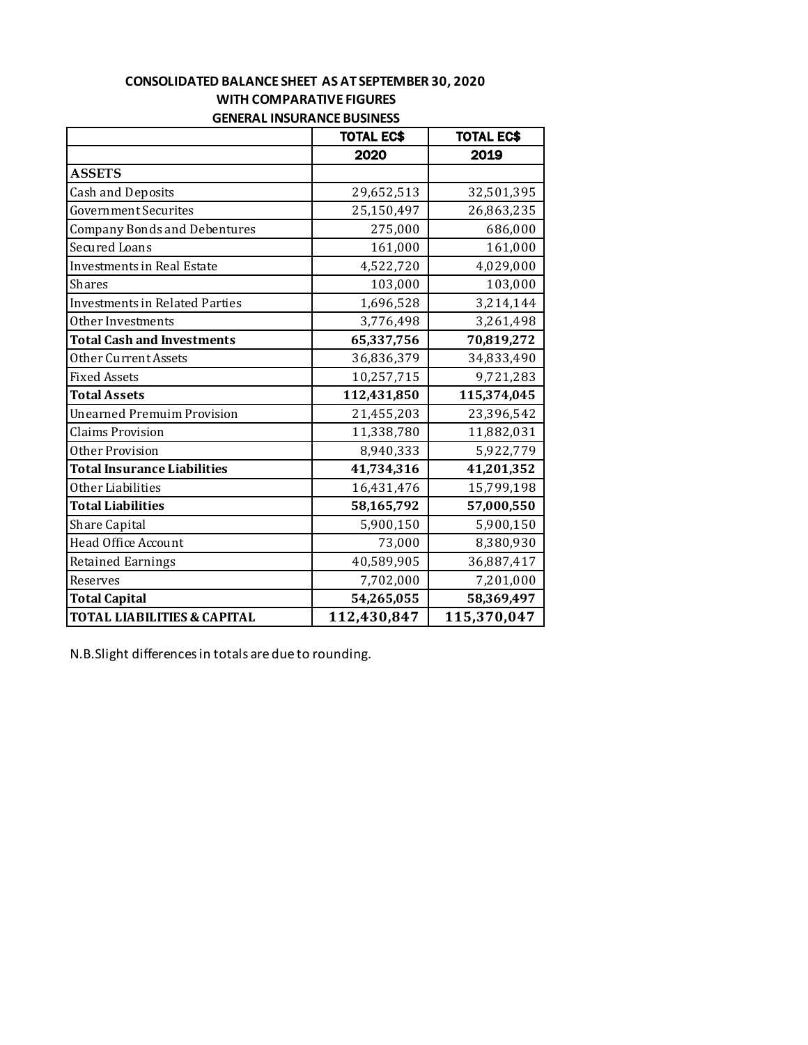**CONSOLIDATED BALANCE SHEET AS AT SEPTEMBER 30, 2020**
**WITH COMPARATIVE FIGURES**
**GENERAL INSURANCE BUSINESS**

| | TOTAL EC$ 2020 | TOTAL EC$ 2019 |
|---|---|---|
| **ASSETS** | | |
| Cash and Deposits | 29,652,513 | 32,501,395 |
| Government Securites | 25,150,497 | 26,863,235 |
| Company Bonds and Debentures | 275,000 | 686,000 |
| Secured Loans | 161,000 | 161,000 |
| Investments in Real Estate | 4,522,720 | 4,029,000 |
| Shares | 103,000 | 103,000 |
| Investments in Related Parties | 1,696,528 | 3,214,144 |
| Other Investments | 3,776,498 | 3,261,498 |
| **Total Cash and Investments** | **65,337,756** | **70,819,272** |
| Other Current Assets | 36,836,379 | 34,833,490 |
| Fixed Assets | 10,257,715 | 9,721,283 |
| **Total Assets** | **112,431,850** | **115,374,045** |
| Unearned Premuim Provision | 21,455,203 | 23,396,542 |
| Claims Provision | 11,338,780 | 11,882,031 |
| Other Provision | 8,940,333 | 5,922,779 |
| **Total Insurance Liabilities** | **41,734,316** | **41,201,352** |
| Other Liabilities | 16,431,476 | 15,799,198 |
| **Total Liabilities** | **58,165,792** | **57,000,550** |
| Share Capital | 5,900,150 | 5,900,150 |
| Head Office Account | 73,000 | 8,380,930 |
| Retained Earnings | 40,589,905 | 36,887,417 |
| Reserves | 7,702,000 | 7,201,000 |
| **Total Capital** | **54,265,055** | **58,369,497** |
| **TOTAL LIABILITIES & CAPITAL** | **112,430,847** | **115,370,047** |

N.B.Slight differences in totals are due to rounding.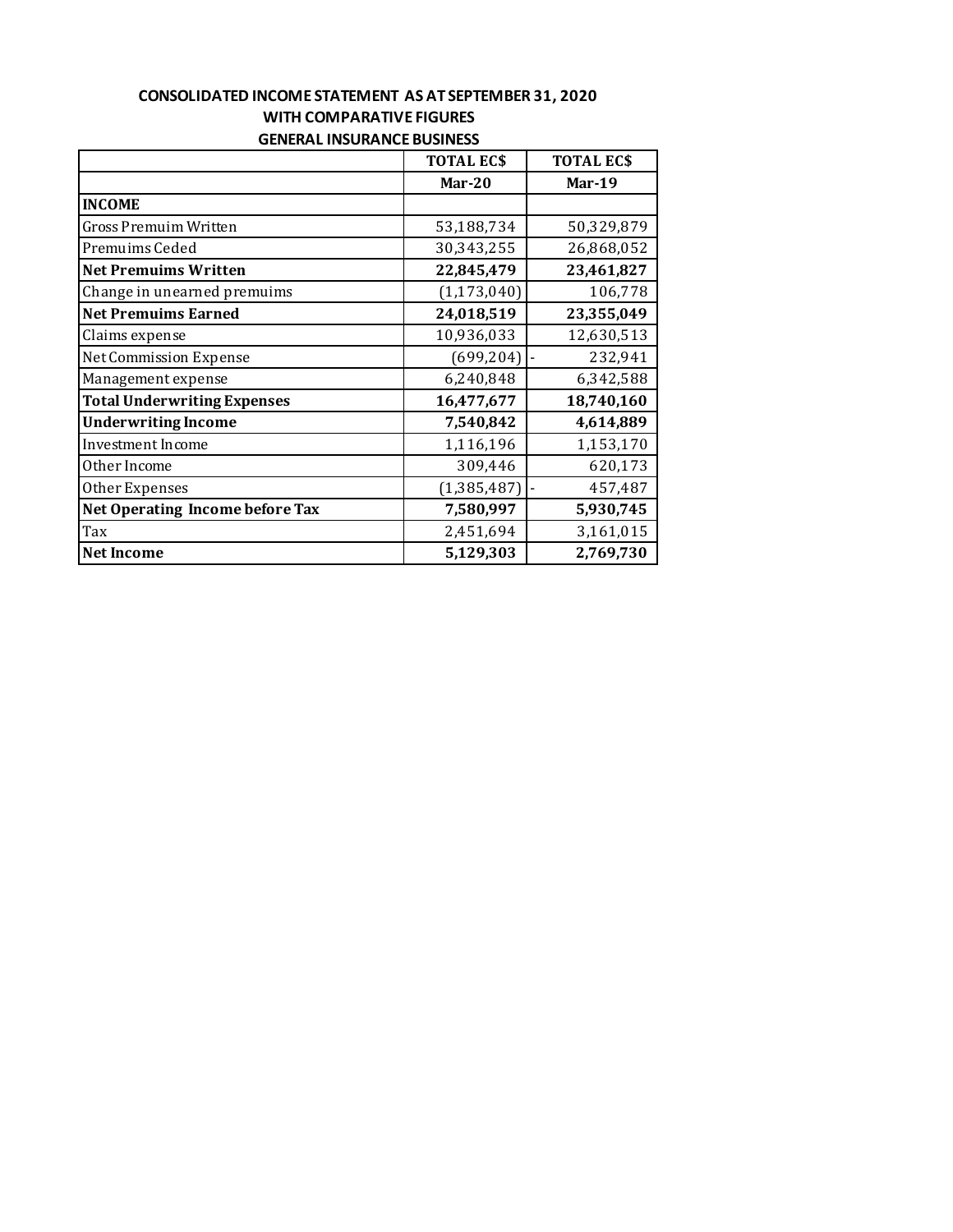**CONSOLIDATED INCOME STATEMENT AS AT SEPTEMBER 31, 2020**
**WITH COMPARATIVE FIGURES**
**GENERAL INSURANCE BUSINESS**

| | TOTAL EC$ | TOTAL EC$ |
|---|---|---|
| | **Mar-20** | **Mar-19** |
| **INCOME** | | |
| Gross Premuim Written | 53,188,734 | 50,329,879 |
| Premuims Ceded | 30,343,255 | 26,868,052 |
| **Net Premuims Written** | **22,845,479** | **23,461,827** |
| Change in unearned premuims | (1,173,040) | 106,778 |
| **Net Premuims Earned** | **24,018,519** | **23,355,049** |
| Claims expense | 10,936,033 | 12,630,513 |
| Net Commission Expense | (699,204) | - 232,941 |
| Management expense | 6,240,848 | 6,342,588 |
| **Total Underwriting Expenses** | **16,477,677** | **18,740,160** |
| **Underwriting Income** | **7,540,842** | **4,614,889** |
| Investment Income | 1,116,196 | 1,153,170 |
| Other Income | 309,446 | 620,173 |
| Other Expenses | (1,385,487) | - 457,487 |
| **Net Operating Income before Tax** | **7,580,997** | **5,930,745** |
| Tax | 2,451,694 | 3,161,015 |
| **Net Income** | **5,129,303** | **2,769,730** |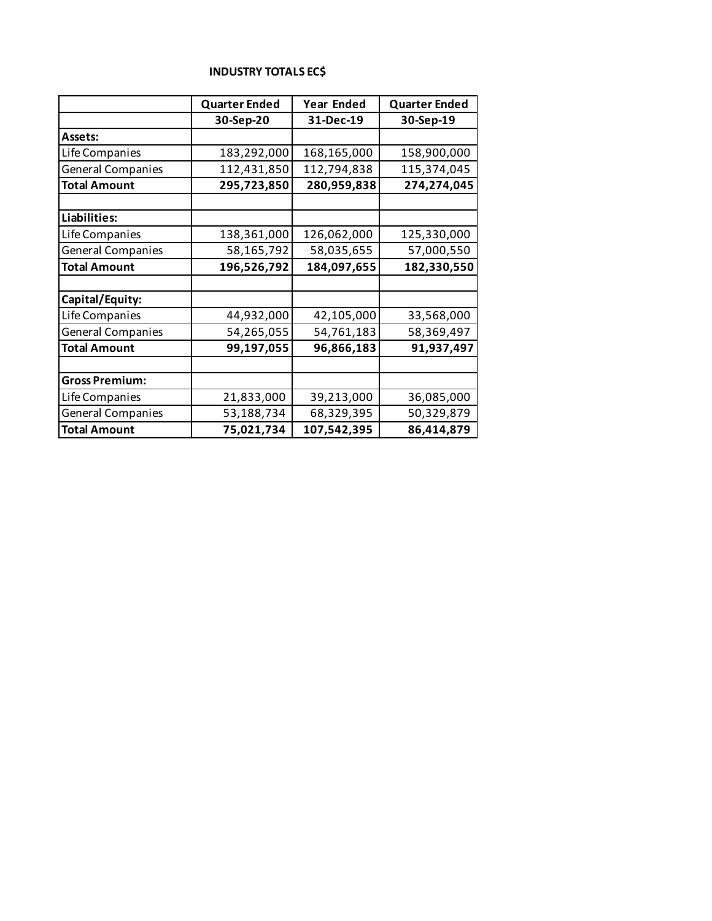**INDUSTRY TOTALS EC$**

| | Quarter Ended 30-Sep-20 | Year Ended 31-Dec-19 | Quarter Ended 30-Sep-19 |
|---|---|---|---|
| **Assets:** | | | |
| Life Companies | 183,292,000 | 168,165,000 | 158,900,000 |
| General Companies | 112,431,850 | 112,794,838 | 115,374,045 |
| **Total Amount** | **295,723,850** | **280,959,838** | **274,274,045** |
| | | | |
| **Liabilities:** | | | |
| Life Companies | 138,361,000 | 126,062,000 | 125,330,000 |
| General Companies | 58,165,792 | 58,035,655 | 57,000,550 |
| **Total Amount** | **196,526,792** | **184,097,655** | **182,330,550** |
| | | | |
| **Capital/Equity:** | | | |
| Life Companies | 44,932,000 | 42,105,000 | 33,568,000 |
| General Companies | 54,265,055 | 54,761,183 | 58,369,497 |
| **Total Amount** | **99,197,055** | **96,866,183** | **91,937,497** |
| | | | |
| **Gross Premium:** | | | |
| Life Companies | 21,833,000 | 39,213,000 | 36,085,000 |
| General Companies | 53,188,734 | 68,329,395 | 50,329,879 |
| **Total Amount** | **75,021,734** | **107,542,395** | **86,414,879** |